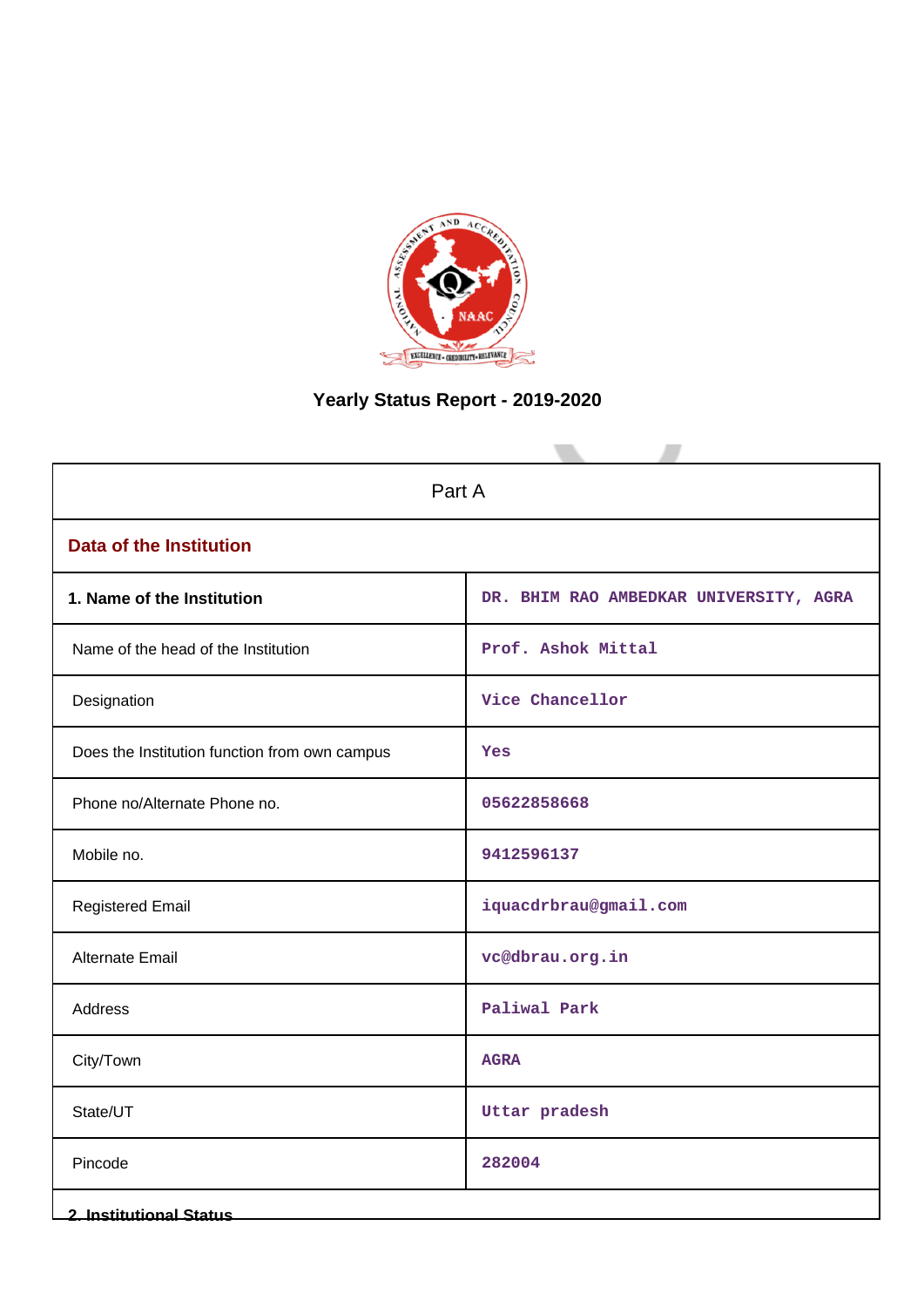# Yearly Status Report - 2019-2020

| Part A | |
|---|---|
| **Data of the Institution** | |
| **1. Name of the Institution** | DR. BHIM RAO AMBEDKAR UNIVERSITY, AGRA |
| Name of the head of the Institution | Prof. Ashok Mittal |
| Designation | Vice Chancellor |
| Does the Institution function from own campus | Yes |
| Phone no/Alternate Phone no. | 05622858668 |
| Mobile no. | 9412596137 |
| Registered Email | iquacdrbrau@gmail.com |
| Alternate Email | vc@dbrau.org.in |
| Address | Paliwal Park |
| City/Town | AGRA |
| State/UT | Uttar pradesh |
| Pincode | 282004 |
| **2. Institutional Status** | |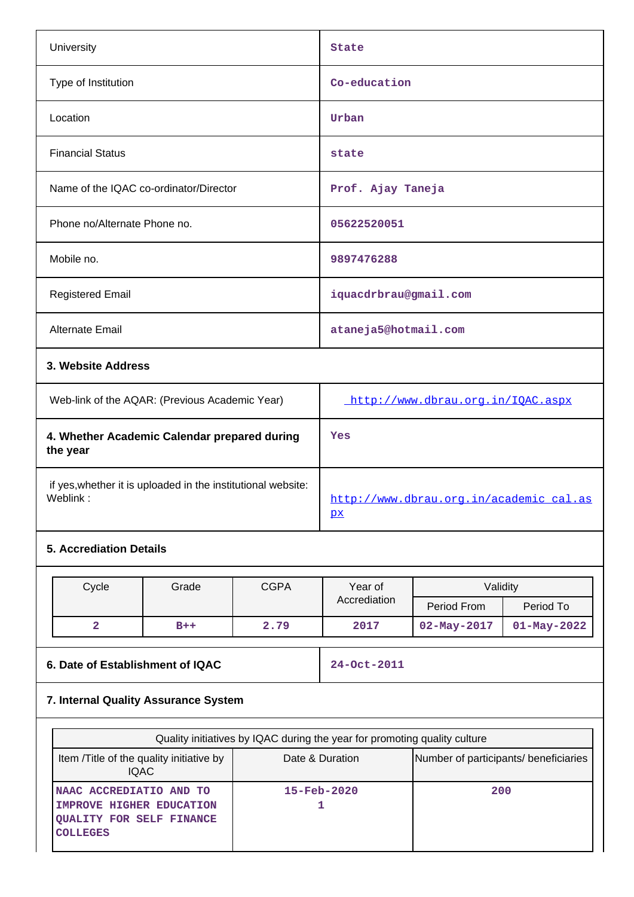| | |
|---|---|
| University | State |
| Type of Institution | Co-education |
| Location | Urban |
| Financial Status | state |
| Name of the IQAC co-ordinator/Director | Prof. Ajay Taneja |
| Phone no/Alternate Phone no. | 05622520051 |
| Mobile no. | 9897476288 |
| Registered Email | iquacdrbrau@gmail.com |
| Alternate Email | ataneja5@hotmail.com |

**3. Website Address**

| | |
|---|---|
| Web-link of the AQAR: (Previous Academic Year) | http://www.dbrau.org.in/IQAC.aspx |
| **4. Whether Academic Calendar prepared during the year** | Yes |
| if yes,whether it is uploaded in the institutional website: Weblink : | http://www.dbrau.org.in/academic_cal.aspx |

**5. Accreditation Details**

| Cycle | Grade | CGPA | Year of Accrediation | Validity | |
|---|---|---|---|---|---|
| | | | | Period From | Period To |
| 2 | B++ | 2.79 | 2017 | 02-May-2017 | 01-May-2022 |

| | |
|---|---|
| **6. Date of Establishment of IQAC** | 24-Oct-2011 |

**7. Internal Quality Assurance System**

| Quality initiatives by IQAC during the year for promoting quality culture | | |
|---|---|---|
| Item /Title of the quality initiative by IQAC | Date & Duration | Number of participants/ beneficiaries |
| NAAC ACCREDIATIO AND TO IMPROVE HIGHER EDUCATION QUALITY FOR SELF FINANCE COLLEGES | 15-Feb-2020<br>1 | 200 |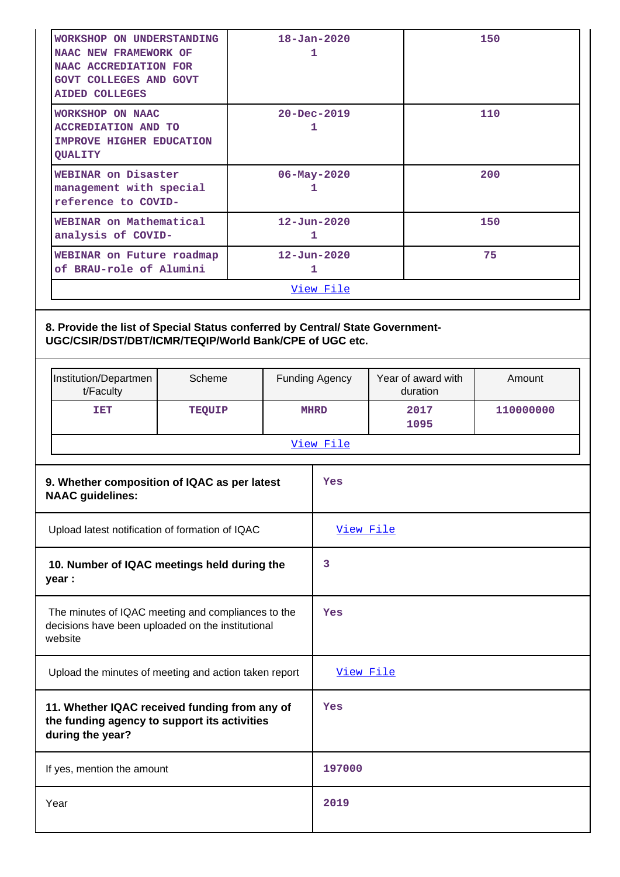| | | |
|---|---|---|
| WORKSHOP ON UNDERSTANDING NAAC NEW FRAMEWORK OF NAAC ACCREDIATION FOR GOVT COLLEGES AND GOVT AIDED COLLEGES | 18-Jan-2020 1 | 150 |
| WORKSHOP ON NAAC ACCREDIATION AND TO IMPROVE HIGHER EDUCATION QUALITY | 20-Dec-2019 1 | 110 |
| WEBINAR on Disaster management with special reference to COVID- | 06-May-2020 1 | 200 |
| WEBINAR on Mathematical analysis of COVID- | 12-Jun-2020 1 | 150 |
| WEBINAR on Future roadmap of BRAU-role of Alumini | 12-Jun-2020 1 | 75 |
| View File | | |

**8. Provide the list of Special Status conferred by Central/ State Government- UGC/CSIR/DST/DBT/ICMR/TEQIP/World Bank/CPE of UGC etc.**

| Institution/Department/Faculty | Scheme | Funding Agency | Year of award with duration | Amount |
|---|---|---|---|---|
| IET | TEQUIP | MHRD | 2017 1095 | 110000000 |
| View File | | | | |

| | |
|---|---|
| **9. Whether composition of IQAC as per latest NAAC guidelines:** | Yes |
| Upload latest notification of formation of IQAC | View File |
| **10. Number of IQAC meetings held during the year :** | 3 |
| The minutes of IQAC meeting and compliances to the decisions have been uploaded on the institutional website | Yes |
| Upload the minutes of meeting and action taken report | View File |
| **11. Whether IQAC received funding from any of the funding agency to support its activities during the year?** | Yes |
| If yes, mention the amount | 197000 |
| Year | 2019 |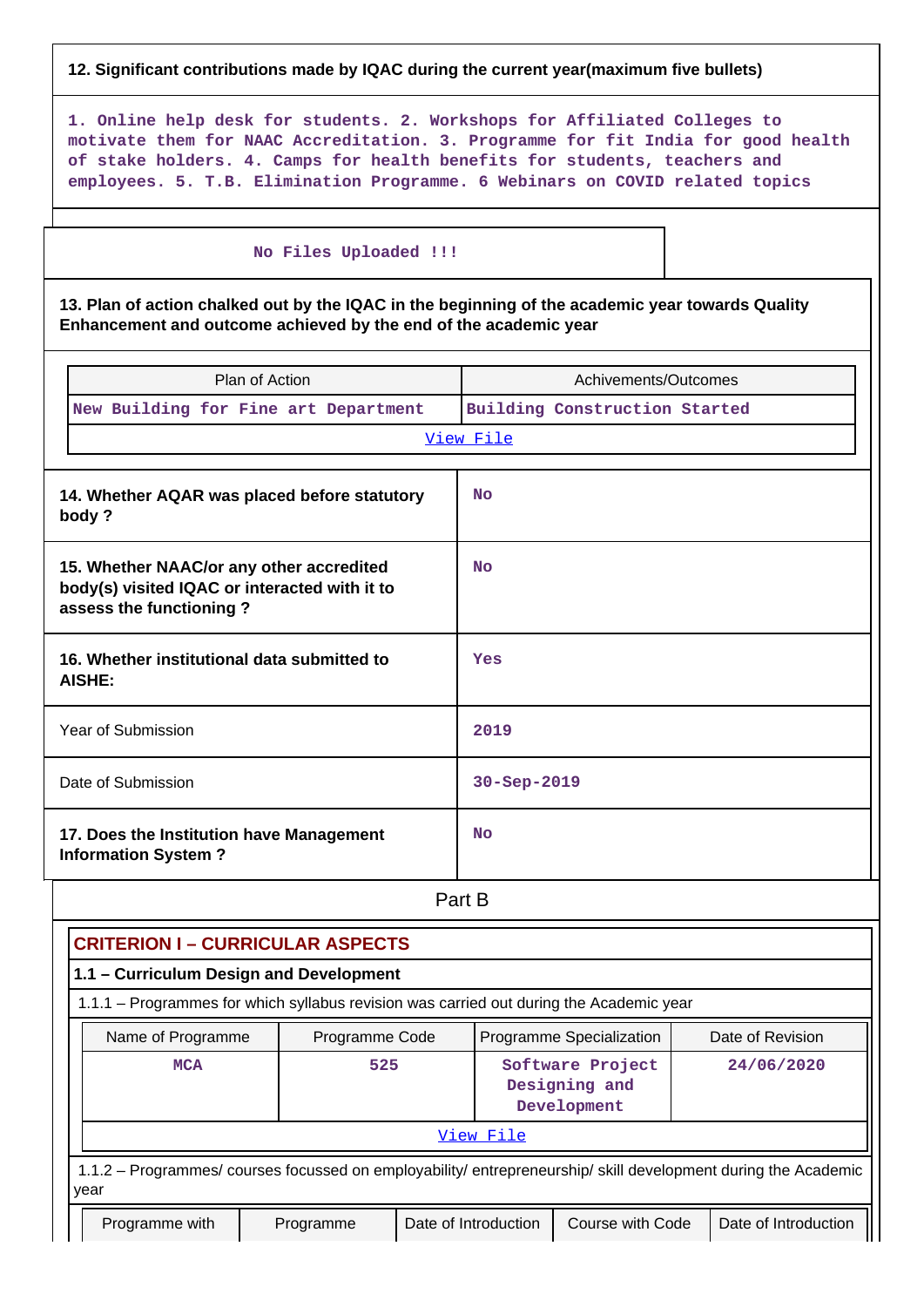**12. Significant contributions made by IQAC during the current year(maximum five bullets)**

1. Online help desk for students. 2. Workshops for Affiliated Colleges to motivate them for NAAC Accreditation. 3. Programme for fit India for good health of stake holders. 4. Camps for health benefits for students, teachers and employees. 5. T.B. Elimination Programme. 6 Webinars on COVID related topics

No Files Uploaded !!!

**13. Plan of action chalked out by the IQAC in the beginning of the academic year towards Quality Enhancement and outcome achieved by the end of the academic year**

| Plan of Action | Achivements/Outcomes |
|---|---|
| New Building for Fine art Department | Building Construction Started |
| View File | |

| | |
|---|---|
| **14. Whether AQAR was placed before statutory body ?** | No |
| **15. Whether NAAC/or any other accredited body(s) visited IQAC or interacted with it to assess the functioning ?** | No |
| **16. Whether institutional data submitted to AISHE:** | Yes |
| Year of Submission | 2019 |
| Date of Submission | 30-Sep-2019 |
| **17. Does the Institution have Management Information System ?** | No |

## Part B

### CRITERION I – CURRICULAR ASPECTS

#### 1.1 – Curriculum Design and Development

1.1.1 – Programmes for which syllabus revision was carried out during the Academic year

| Name of Programme | Programme Code | Programme Specialization | Date of Revision |
|---|---|---|---|
| MCA | 525 | Software Project Designing and Development | 24/06/2020 |
| View File | | | |

1.1.2 – Programmes/ courses focussed on employability/ entrepreneurship/ skill development during the Academic year

| Programme with | Programme | Date of Introduction | Course with Code | Date of Introduction |
|---|---|---|---|---|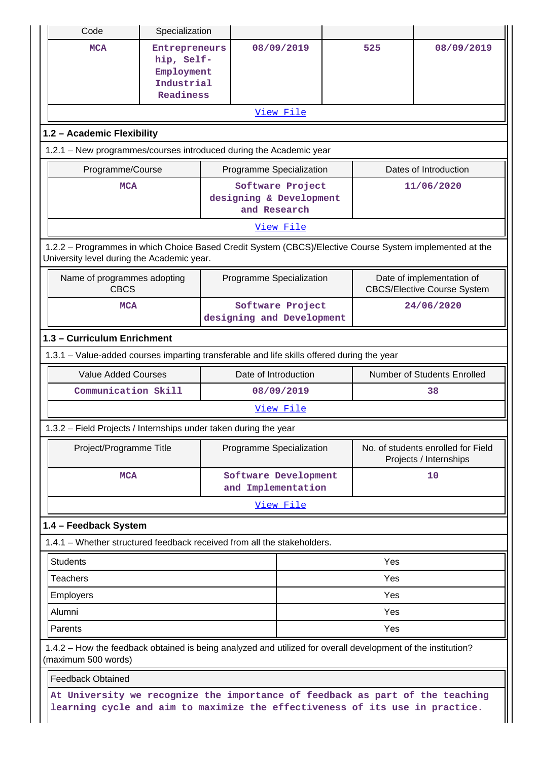| Code | Specialization | | | |
|---|---|---|---|---|
| MCA | Entrepreneurship, Self-Employment Industrial Readiness | 08/09/2019 | 525 | 08/09/2019 |
| View File | | | | |

## 1.2 – Academic Flexibility

1.2.1 – New programmes/courses introduced during the Academic year

| Programme/Course | Programme Specialization | Dates of Introduction |
|---|---|---|
| MCA | Software Project designing & Development and Research | 11/06/2020 |
| View File | | |

1.2.2 – Programmes in which Choice Based Credit System (CBCS)/Elective Course System implemented at the University level during the Academic year.

| Name of programmes adopting CBCS | Programme Specialization | Date of implementation of CBCS/Elective Course System |
|---|---|---|
| MCA | Software Project designing and Development | 24/06/2020 |

## 1.3 – Curriculum Enrichment

1.3.1 – Value-added courses imparting transferable and life skills offered during the year

| Value Added Courses | Date of Introduction | Number of Students Enrolled |
|---|---|---|
| Communication Skill | 08/09/2019 | 38 |
| View File | | |

1.3.2 – Field Projects / Internships under taken during the year

| Project/Programme Title | Programme Specialization | No. of students enrolled for Field Projects / Internships |
|---|---|---|
| MCA | Software Development and Implementation | 10 |
| View File | | |

## 1.4 – Feedback System

1.4.1 – Whether structured feedback received from all the stakeholders.

| | |
|---|---|
| Students | Yes |
| Teachers | Yes |
| Employers | Yes |
| Alumni | Yes |
| Parents | Yes |

1.4.2 – How the feedback obtained is being analyzed and utilized for overall development of the institution? (maximum 500 words)

Feedback Obtained

At University we recognize the importance of feedback as part of the teaching learning cycle and aim to maximize the effectiveness of its use in practice.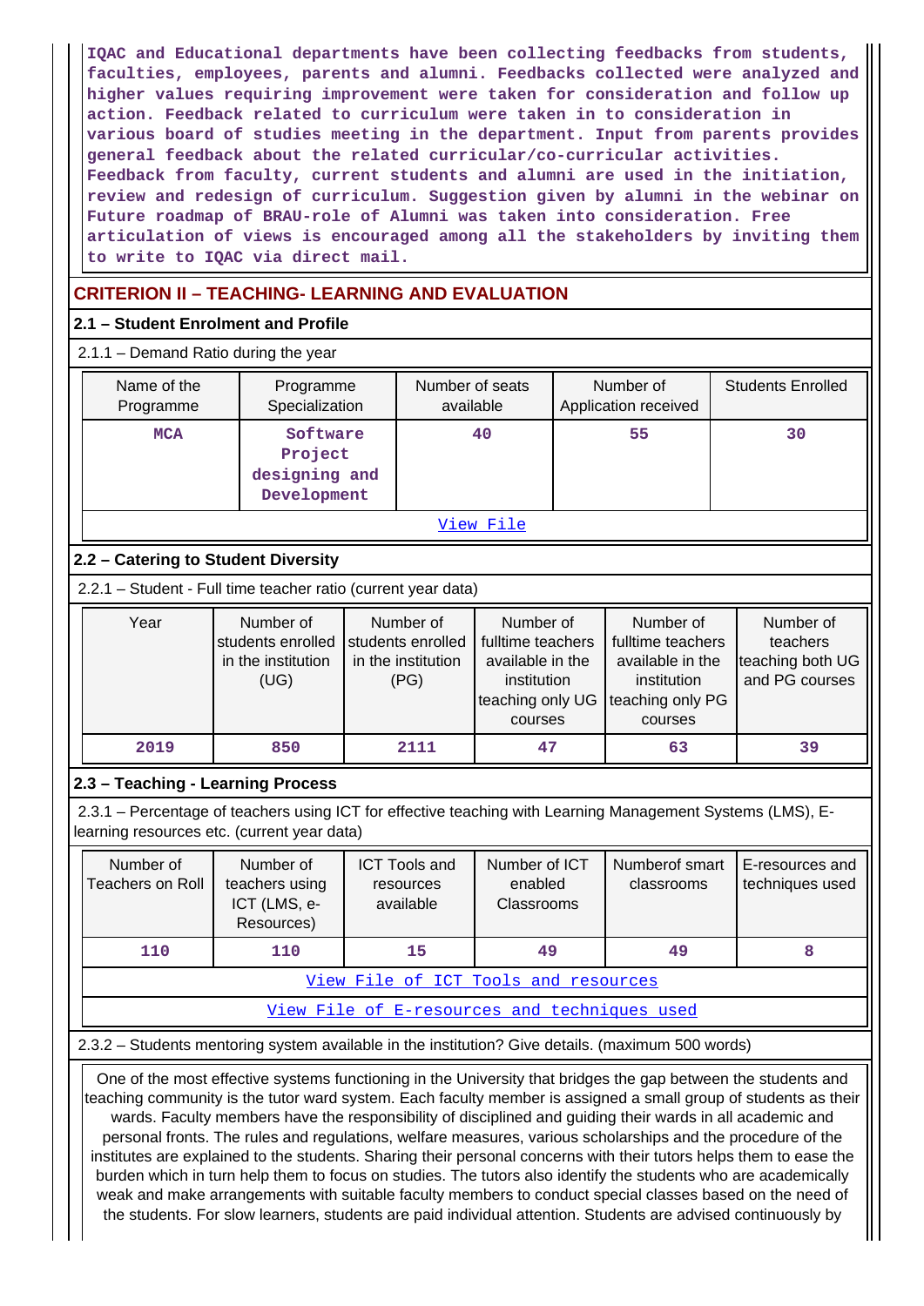IQAC and Educational departments have been collecting feedbacks from students, faculties, employees, parents and alumni. Feedbacks collected were analyzed and higher values requiring improvement were taken for consideration and follow up action. Feedback related to curriculum were taken in to consideration in various board of studies meeting in the department. Input from parents provides general feedback about the related curricular/co-curricular activities. Feedback from faculty, current students and alumni are used in the initiation, review and redesign of curriculum. Suggestion given by alumni in the webinar on Future roadmap of BRAU-role of Alumni was taken into consideration. Free articulation of views is encouraged among all the stakeholders by inviting them to write to IQAC via direct mail.

## CRITERION II – TEACHING- LEARNING AND EVALUATION

### 2.1 – Student Enrolment and Profile

2.1.1 – Demand Ratio during the year

| Name of the Programme | Programme Specialization | Number of seats available | Number of Application received | Students Enrolled |
|---|---|---|---|---|
| MCA | Software Project designing and Development | 40 | 55 | 30 |
| View File | | | | |

### 2.2 – Catering to Student Diversity

2.2.1 – Student - Full time teacher ratio (current year data)

| Year | Number of students enrolled in the institution (UG) | Number of students enrolled in the institution (PG) | Number of fulltime teachers available in the institution teaching only UG courses | Number of fulltime teachers available in the institution teaching only PG courses | Number of teachers teaching both UG and PG courses |
|---|---|---|---|---|---|
| 2019 | 850 | 2111 | 47 | 63 | 39 |

### 2.3 – Teaching - Learning Process

2.3.1 – Percentage of teachers using ICT for effective teaching with Learning Management Systems (LMS), E-learning resources etc. (current year data)

| Number of Teachers on Roll | Number of teachers using ICT (LMS, e-Resources) | ICT Tools and resources available | Number of ICT enabled Classrooms | Numberof smart classrooms | E-resources and techniques used |
|---|---|---|---|---|---|
| 110 | 110 | 15 | 49 | 49 | 8 |
| View File of ICT Tools and resources | | | | | |
| View File of E-resources and techniques used | | | | | |

2.3.2 – Students mentoring system available in the institution? Give details. (maximum 500 words)

One of the most effective systems functioning in the University that bridges the gap between the students and teaching community is the tutor ward system. Each faculty member is assigned a small group of students as their wards. Faculty members have the responsibility of disciplined and guiding their wards in all academic and personal fronts. The rules and regulations, welfare measures, various scholarships and the procedure of the institutes are explained to the students. Sharing their personal concerns with their tutors helps them to ease the burden which in turn help them to focus on studies. The tutors also identify the students who are academically weak and make arrangements with suitable faculty members to conduct special classes based on the need of the students. For slow learners, students are paid individual attention. Students are advised continuously by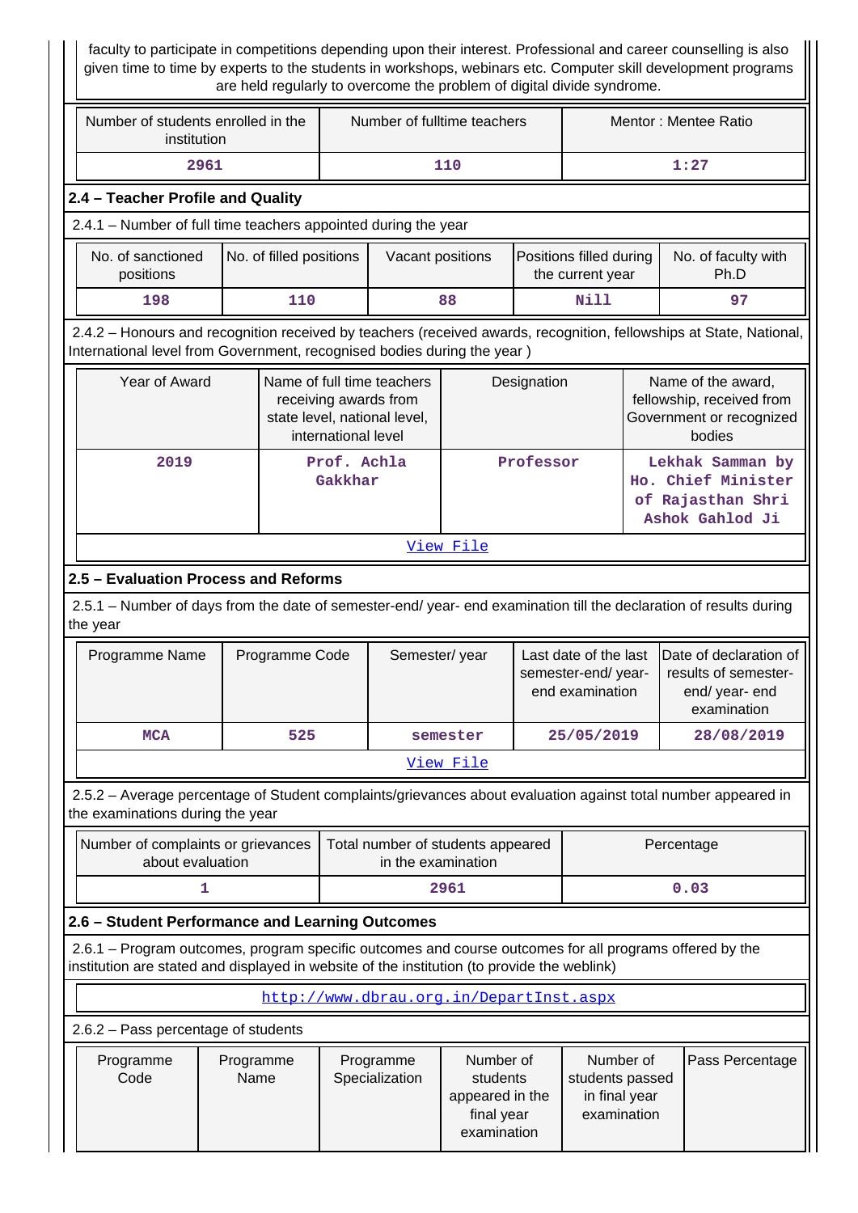faculty to participate in competitions depending upon their interest. Professional and career counselling is also given time to time by experts to the students in workshops, webinars etc. Computer skill development programs are held regularly to overcome the problem of digital divide syndrome.

| Number of students enrolled in the institution | Number of fulltime teachers | Mentor : Mentee Ratio |
|---|---|---|
| 2961 | 110 | 1:27 |

## 2.4 – Teacher Profile and Quality

2.4.1 – Number of full time teachers appointed during the year

| No. of sanctioned positions | No. of filled positions | Vacant positions | Positions filled during the current year | No. of faculty with Ph.D |
|---|---|---|---|---|
| 198 | 110 | 88 | Nill | 97 |

2.4.2 – Honours and recognition received by teachers (received awards, recognition, fellowships at State, National, International level from Government, recognised bodies during the year )

| Year of Award | Name of full time teachers receiving awards from state level, national level, international level | Designation | Name of the award, fellowship, received from Government or recognized bodies |
|---|---|---|---|
| 2019 | Prof. Achla Gakkhar | Professor | Lekhak Samman by Ho. Chief Minister of Rajasthan Shri Ashok Gahlod Ji |
| View File | | | |

## 2.5 – Evaluation Process and Reforms

2.5.1 – Number of days from the date of semester-end/ year- end examination till the declaration of results during the year

| Programme Name | Programme Code | Semester/ year | Last date of the last semester-end/ year- end examination | Date of declaration of results of semester- end/ year- end examination |
|---|---|---|---|---|
| MCA | 525 | semester | 25/05/2019 | 28/08/2019 |
| View File | | | | |

2.5.2 – Average percentage of Student complaints/grievances about evaluation against total number appeared in the examinations during the year

| Number of complaints or grievances about evaluation | Total number of students appeared in the examination | Percentage |
|---|---|---|
| 1 | 2961 | 0.03 |

## 2.6 – Student Performance and Learning Outcomes

2.6.1 – Program outcomes, program specific outcomes and course outcomes for all programs offered by the institution are stated and displayed in website of the institution (to provide the weblink)

http://www.dbrau.org.in/DepartInst.aspx

2.6.2 – Pass percentage of students

| Programme Code | Programme Name | Programme Specialization | Number of students appeared in the final year examination | Number of students passed in final year examination | Pass Percentage |
|---|---|---|---|---|---|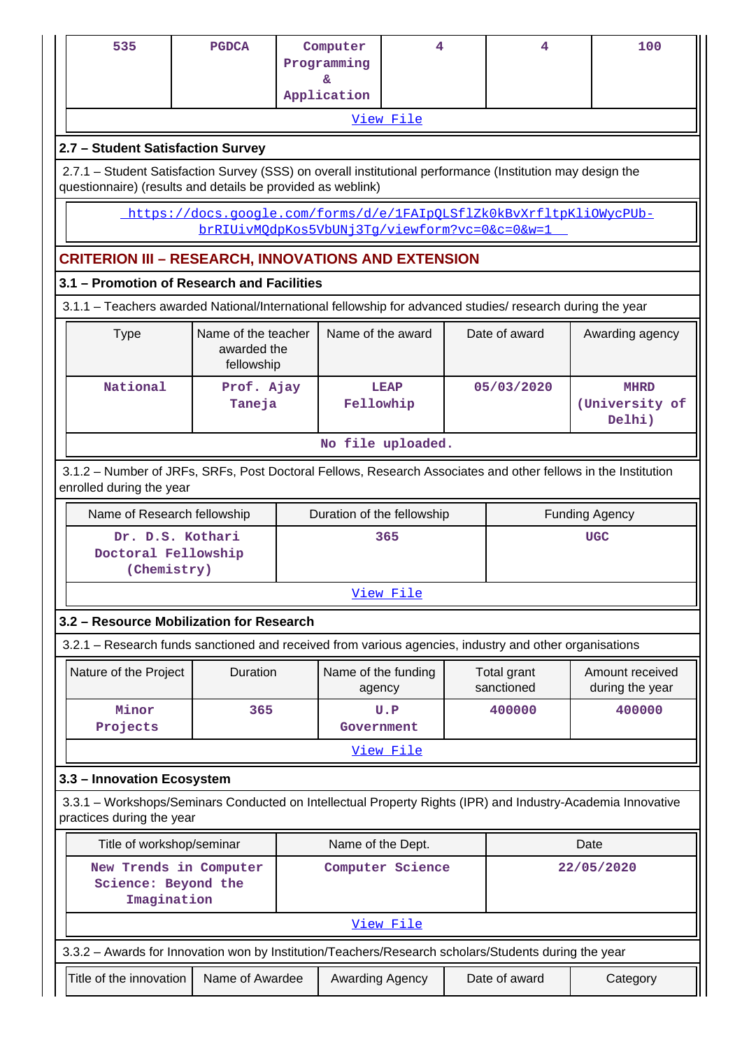| 535 | PGDCA | Computer Programming & Application | 4 | 4 | 100 |
|---|---|---|---|---|---|
| View File | | | | | |

## 2.7 – Student Satisfaction Survey

2.7.1 – Student Satisfaction Survey (SSS) on overall institutional performance (Institution may design the questionnaire) (results and details be provided as weblink)

https://docs.google.com/forms/d/e/1FAIpQLSflZk0kBvXrfltpKliOWycPUb-brRIUivMQdpKos5VbUNj3Tg/viewform?vc=0&c=0&w=1

# CRITERION III – RESEARCH, INNOVATIONS AND EXTENSION

## 3.1 – Promotion of Research and Facilities

3.1.1 – Teachers awarded National/International fellowship for advanced studies/ research during the year

| Type | Name of the teacher awarded the fellowship | Name of the award | Date of award | Awarding agency |
|---|---|---|---|---|
| National | Prof. Ajay Taneja | LEAP Fellowhip | 05/03/2020 | MHRD (University of Delhi) |
| No file uploaded. | | | | |

3.1.2 – Number of JRFs, SRFs, Post Doctoral Fellows, Research Associates and other fellows in the Institution enrolled during the year

| Name of Research fellowship | Duration of the fellowship | Funding Agency |
|---|---|---|
| Dr. D.S. Kothari Doctoral Fellowship (Chemistry) | 365 | UGC |
| View File | | |

## 3.2 – Resource Mobilization for Research

3.2.1 – Research funds sanctioned and received from various agencies, industry and other organisations

| Nature of the Project | Duration | Name of the funding agency | Total grant sanctioned | Amount received during the year |
|---|---|---|---|---|
| Minor Projects | 365 | U.P Government | 400000 | 400000 |
| View File | | | | |

## 3.3 – Innovation Ecosystem

3.3.1 – Workshops/Seminars Conducted on Intellectual Property Rights (IPR) and Industry-Academia Innovative practices during the year

| Title of workshop/seminar | Name of the Dept. | Date |
|---|---|---|
| New Trends in Computer Science: Beyond the Imagination | Computer Science | 22/05/2020 |
| View File | | |

3.3.2 – Awards for Innovation won by Institution/Teachers/Research scholars/Students during the year

| Title of the innovation | Name of Awardee | Awarding Agency | Date of award | Category |
|---|---|---|---|---|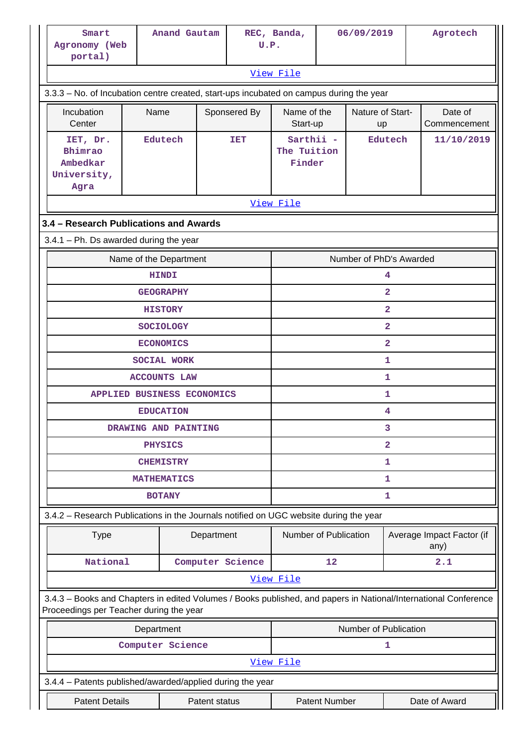| Smart Agronomy (Web portal) | Anand Gautam | REC, Banda, U.P. | 06/09/2019 | Agrotech |
|---|---|---|---|---|
| View File | | | | |

3.3.3 – No. of Incubation centre created, start-ups incubated on campus during the year

| Incubation Center | Name | Sponsered By | Name of the Start-up | Nature of Start-up | Date of Commencement |
|---|---|---|---|---|---|
| IET, Dr. Bhimrao Ambedkar University, Agra | Edutech | IET | Sarthii - The Tuition Finder | Edutech | 11/10/2019 |
| View File | | | | | |

### 3.4 – Research Publications and Awards

3.4.1 – Ph. Ds awarded during the year

| Name of the Department | Number of PhD's Awarded |
|---|---|
| HINDI | 4 |
| GEOGRAPHY | 2 |
| HISTORY | 2 |
| SOCIOLOGY | 2 |
| ECONOMICS | 2 |
| SOCIAL WORK | 1 |
| ACCOUNTS LAW | 1 |
| APPLIED BUSINESS ECONOMICS | 1 |
| EDUCATION | 4 |
| DRAWING AND PAINTING | 3 |
| PHYSICS | 2 |
| CHEMISTRY | 1 |
| MATHEMATICS | 1 |
| BOTANY | 1 |

3.4.2 – Research Publications in the Journals notified on UGC website during the year

| Type | Department | Number of Publication | Average Impact Factor (if any) |
|---|---|---|---|
| National | Computer Science | 12 | 2.1 |
| View File | | | |

3.4.3 – Books and Chapters in edited Volumes / Books published, and papers in National/International Conference Proceedings per Teacher during the year

| Department | Number of Publication |
|---|---|
| Computer Science | 1 |
| View File | |

3.4.4 – Patents published/awarded/applied during the year

| Patent Details | Patent status | Patent Number | Date of Award |
|---|---|---|---|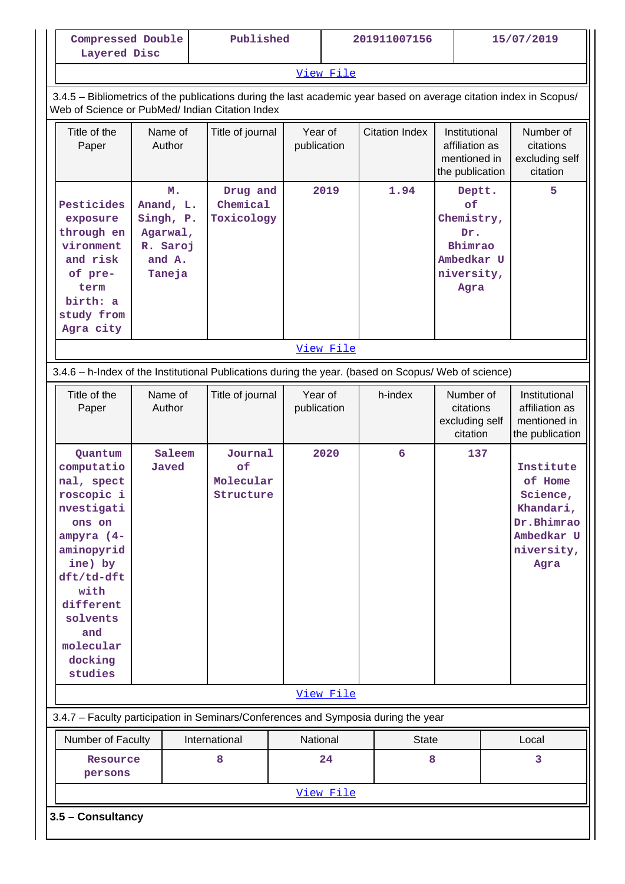| Compressed Double Layered Disc | Published | 201911007156 | 15/07/2019 |
|---|---|---|---|

View File

3.4.5 – Bibliometrics of the publications during the last academic year based on average citation index in Scopus/ Web of Science or PubMed/ Indian Citation Index

| Title of the Paper | Name of Author | Title of journal | Year of publication | Citation Index | Institutional affiliation as mentioned in the publication | Number of citations excluding self citation |
|---|---|---|---|---|---|---|
| Pesticides exposure through environment and risk of pre-term birth: a study from Agra city | M. Anand, L. Singh, P. Agarwal, R. Saroj and A. Taneja | Drug and Chemical Toxicology | 2019 | 1.94 | Deptt. of Chemistry, Dr. Bhimrao Ambedkar University, Agra | 5 |

View File

3.4.6 – h-Index of the Institutional Publications during the year. (based on Scopus/ Web of science)

| Title of the Paper | Name of Author | Title of journal | Year of publication | h-index | Number of citations excluding self citation | Institutional affiliation as mentioned in the publication |
|---|---|---|---|---|---|---|
| Quantum computational, spectroscopic investigations on ampyra (4-aminopyridine) by dft/td-dft with different solvents and molecular docking studies | Saleem Javed | Journal of Molecular Structure | 2020 | 6 | 137 | Institute of Home Science, Khandari, Dr.Bhimrao Ambedkar University, Agra |

View File

3.4.7 – Faculty participation in Seminars/Conferences and Symposia during the year

| Number of Faculty | International | National | State | Local |
|---|---|---|---|---|
| Resource persons | 8 | 24 | 8 | 3 |

View File

**3.5 – Consultancy**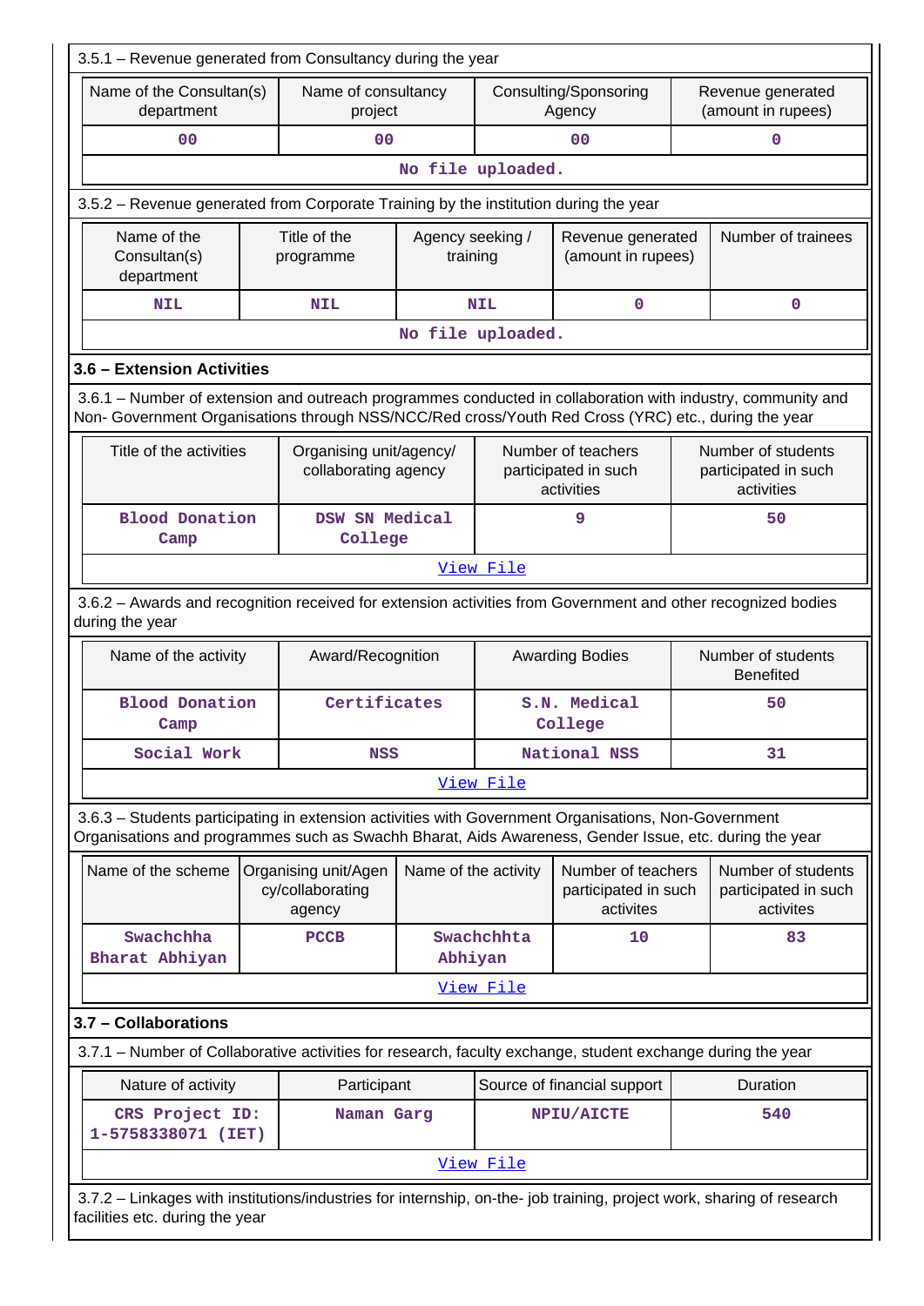3.5.1 – Revenue generated from Consultancy during the year

| Name of the Consultan(s) department | Name of consultancy project | Consulting/Sponsoring Agency | Revenue generated (amount in rupees) |
|---|---|---|---|
| 00 | 00 | 00 | 0 |
| No file uploaded. | | | |

3.5.2 – Revenue generated from Corporate Training by the institution during the year

| Name of the Consultan(s) department | Title of the programme | Agency seeking / training | Revenue generated (amount in rupees) | Number of trainees |
|---|---|---|---|---|
| NIL | NIL | NIL | 0 | 0 |
| No file uploaded. | | | | |

### 3.6 – Extension Activities

3.6.1 – Number of extension and outreach programmes conducted in collaboration with industry, community and Non- Government Organisations through NSS/NCC/Red cross/Youth Red Cross (YRC) etc., during the year

| Title of the activities | Organising unit/agency/ collaborating agency | Number of teachers participated in such activities | Number of students participated in such activities |
|---|---|---|---|
| Blood Donation Camp | DSW SN Medical College | 9 | 50 |
| View File | | | |

3.6.2 – Awards and recognition received for extension activities from Government and other recognized bodies during the year

| Name of the activity | Award/Recognition | Awarding Bodies | Number of students Benefited |
|---|---|---|---|
| Blood Donation Camp | Certificates | S.N. Medical College | 50 |
| Social Work | NSS | National NSS | 31 |
| View File | | | |

3.6.3 – Students participating in extension activities with Government Organisations, Non-Government Organisations and programmes such as Swachh Bharat, Aids Awareness, Gender Issue, etc. during the year

| Name of the scheme | Organising unit/Agency/collaborating agency | Name of the activity | Number of teachers participated in such activites | Number of students participated in such activites |
|---|---|---|---|---|
| Swachchha Bharat Abhiyan | PCCB | Swachchhta Abhiyan | 10 | 83 |
| View File | | | | |

### 3.7 – Collaborations

3.7.1 – Number of Collaborative activities for research, faculty exchange, student exchange during the year

| Nature of activity | Participant | Source of financial support | Duration |
|---|---|---|---|
| CRS Project ID: 1-5758338071 (IET) | Naman Garg | NPIU/AICTE | 540 |
| View File | | | |

3.7.2 – Linkages with institutions/industries for internship, on-the- job training, project work, sharing of research facilities etc. during the year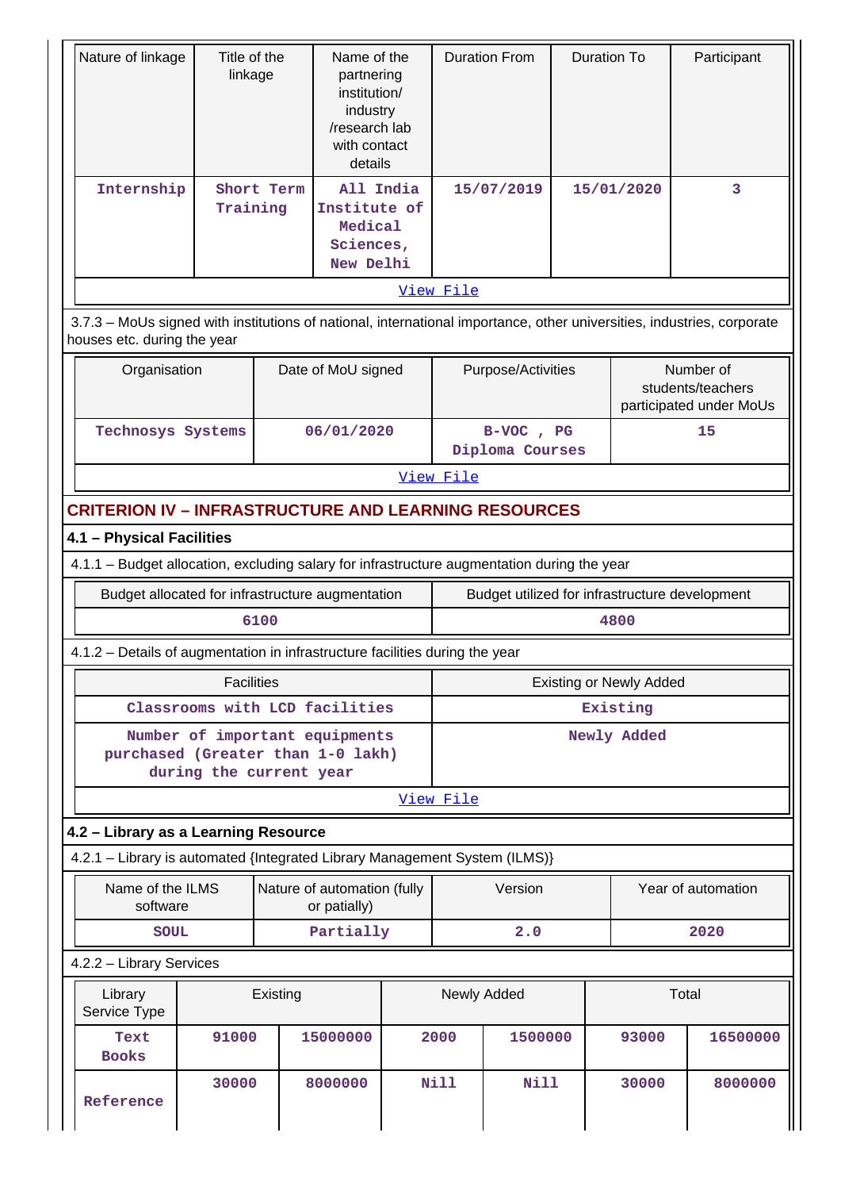| Nature of linkage | Title of the linkage | Name of the partnering institution/ industry /research lab with contact details | Duration From | Duration To | Participant |
|---|---|---|---|---|---|
| Internship | Short Term Training | All India Institute of Medical Sciences, New Delhi | 15/07/2019 | 15/01/2020 | 3 |

View File

3.7.3 – MoUs signed with institutions of national, international importance, other universities, industries, corporate houses etc. during the year

| Organisation | Date of MoU signed | Purpose/Activities | Number of students/teachers participated under MoUs |
|---|---|---|---|
| Technosys Systems | 06/01/2020 | B-VOC , PG Diploma Courses | 15 |

View File

## CRITERION IV – INFRASTRUCTURE AND LEARNING RESOURCES

### 4.1 – Physical Facilities

4.1.1 – Budget allocation, excluding salary for infrastructure augmentation during the year

| Budget allocated for infrastructure augmentation | Budget utilized for infrastructure development |
|---|---|
| 6100 | 4800 |

4.1.2 – Details of augmentation in infrastructure facilities during the year

| Facilities | Existing or Newly Added |
|---|---|
| Classrooms with LCD facilities | Existing |
| Number of important equipments purchased (Greater than 1-0 lakh) during the current year | Newly Added |

View File

### 4.2 – Library as a Learning Resource

4.2.1 – Library is automated {Integrated Library Management System (ILMS)}

| Name of the ILMS software | Nature of automation (fully or patially) | Version | Year of automation |
|---|---|---|---|
| SOUL | Partially | 2.0 | 2020 |

4.2.2 – Library Services

| Library Service Type | Existing | | Newly Added | | Total | |
|---|---|---|---|---|---|---|
| Text Books | 91000 | 15000000 | 2000 | 1500000 | 93000 | 16500000 |
| Reference | 30000 | 8000000 | Nill | Nill | 30000 | 8000000 |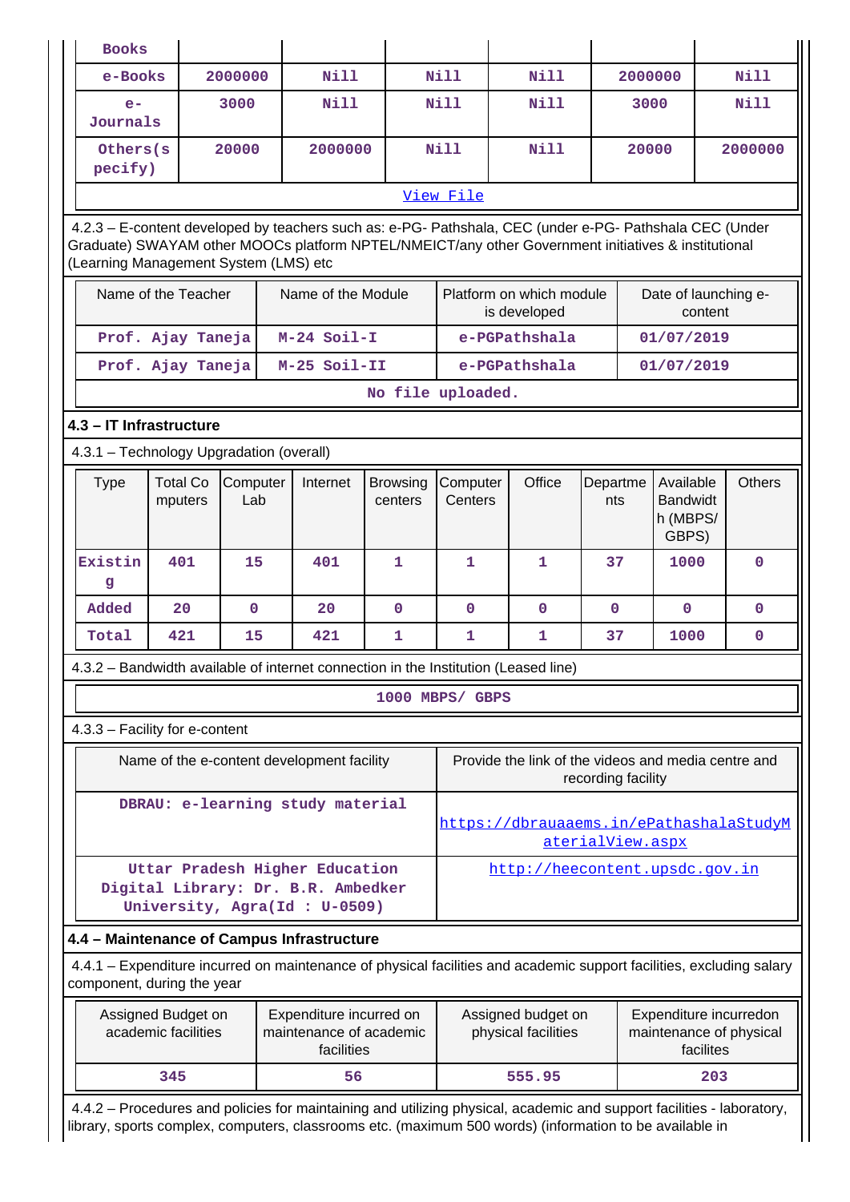| Books | | | | | | |
|---|---|---|---|---|---|---|
| e-Books | 2000000 | Nill | Nill | Nill | 2000000 | Nill |
| e-Journals | 3000 | Nill | Nill | Nill | 3000 | Nill |
| Others(specify) | 20000 | 2000000 | Nill | Nill | 20000 | 2000000 |

View File

4.2.3 – E-content developed by teachers such as: e-PG- Pathshala, CEC (under e-PG- Pathshala CEC (Under Graduate) SWAYAM other MOOCs platform NPTEL/NMEICT/any other Government initiatives & institutional (Learning Management System (LMS) etc

| Name of the Teacher | Name of the Module | Platform on which module is developed | Date of launching e-content |
|---|---|---|---|
| Prof. Ajay Taneja | M-24 Soil-I | e-PGPathshala | 01/07/2019 |
| Prof. Ajay Taneja | M-25 Soil-II | e-PGPathshala | 01/07/2019 |

No file uploaded.

### 4.3 – IT Infrastructure

4.3.1 – Technology Upgradation (overall)

| Type | Total Computers | Computer Lab | Internet | Browsing centers | Computer Centers | Office | Departments | Available Bandwidth (MBPS/ GBPS) | Others |
|---|---|---|---|---|---|---|---|---|---|
| Existing | 401 | 15 | 401 | 1 | 1 | 1 | 37 | 1000 | 0 |
| Added | 20 | 0 | 20 | 0 | 0 | 0 | 0 | 0 | 0 |
| Total | 421 | 15 | 421 | 1 | 1 | 1 | 37 | 1000 | 0 |

4.3.2 – Bandwidth available of internet connection in the Institution (Leased line)

1000 MBPS/ GBPS

4.3.3 – Facility for e-content

| Name of the e-content development facility | Provide the link of the videos and media centre and recording facility |
|---|---|
| DBRAU: e-learning study material | https://dbrauaaems.in/ePathashalaStudyMaterialView.aspx |
| Uttar Pradesh Higher Education Digital Library: Dr. B.R. Ambedker University, Agra(Id : U-0509) | http://heecontent.upsdc.gov.in |

### 4.4 – Maintenance of Campus Infrastructure

4.4.1 – Expenditure incurred on maintenance of physical facilities and academic support facilities, excluding salary component, during the year

| Assigned Budget on academic facilities | Expenditure incurred on maintenance of academic facilities | Assigned budget on physical facilities | Expenditure incurredon maintenance of physical facilites |
|---|---|---|---|
| 345 | 56 | 555.95 | 203 |

4.4.2 – Procedures and policies for maintaining and utilizing physical, academic and support facilities - laboratory, library, sports complex, computers, classrooms etc. (maximum 500 words) (information to be available in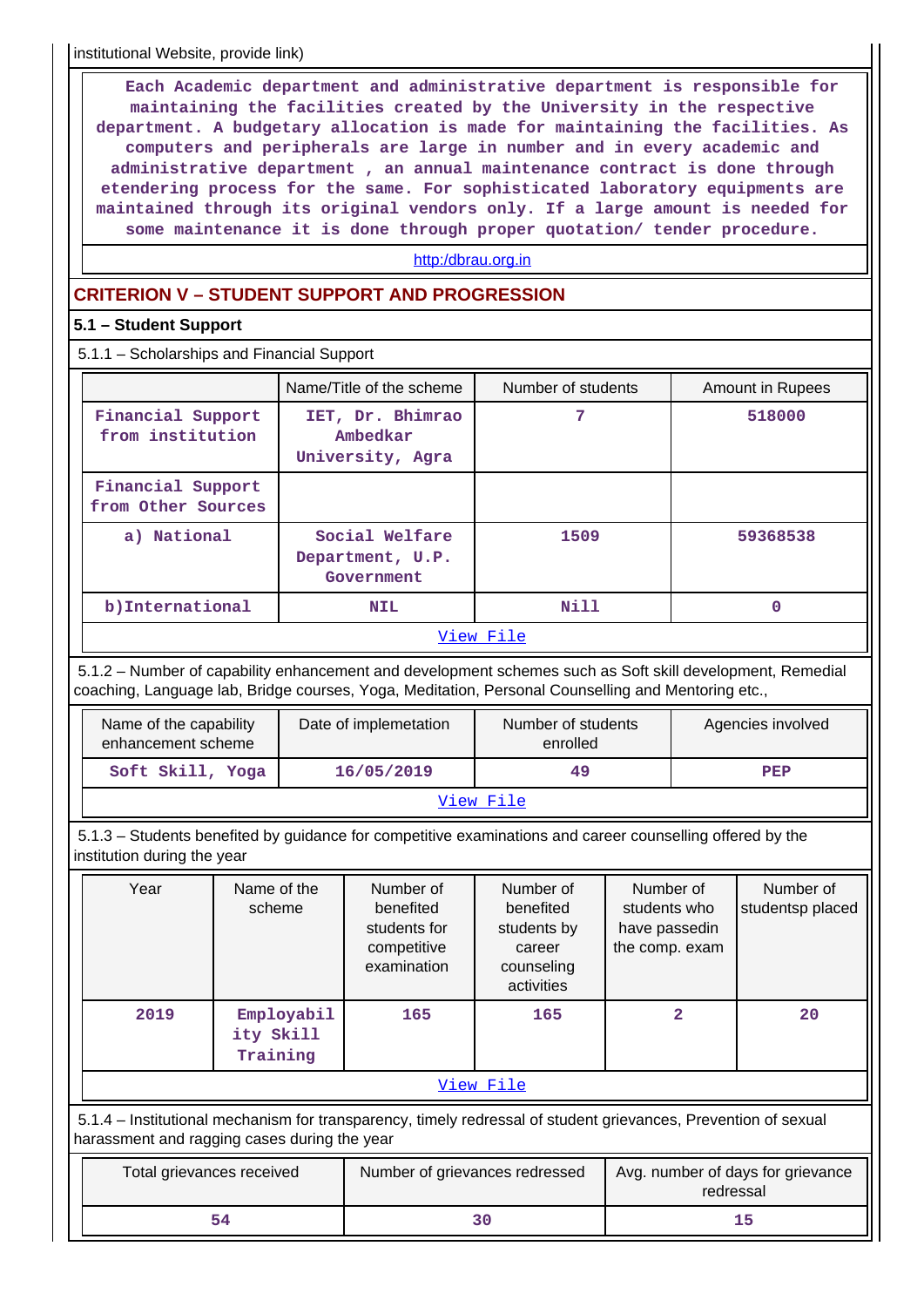institutional Website, provide link)

Each Academic department and administrative department is responsible for maintaining the facilities created by the University in the respective department. A budgetary allocation is made for maintaining the facilities. As computers and peripherals are large in number and in every academic and administrative department , an annual maintenance contract is done through etendering process for the same. For sophisticated laboratory equipments are maintained through its original vendors only. If a large amount is needed for some maintenance it is done through proper quotation/ tender procedure.

http:/dbrau.org.in

## CRITERION V – STUDENT SUPPORT AND PROGRESSION

### 5.1 – Student Support

5.1.1 – Scholarships and Financial Support

| | Name/Title of the scheme | Number of students | Amount in Rupees |
|---|---|---|---|
| Financial Support from institution | IET, Dr. Bhimrao Ambedkar University, Agra | 7 | 518000 |
| Financial Support from Other Sources | | | |
| a) National | Social Welfare Department, U.P. Government | 1509 | 59368538 |
| b)International | NIL | Nill | 0 |

View File

5.1.2 – Number of capability enhancement and development schemes such as Soft skill development, Remedial coaching, Language lab, Bridge courses, Yoga, Meditation, Personal Counselling and Mentoring etc.,

| Name of the capability enhancement scheme | Date of implemetation | Number of students enrolled | Agencies involved |
|---|---|---|---|
| Soft Skill, Yoga | 16/05/2019 | 49 | PEP |

View File

5.1.3 – Students benefited by guidance for competitive examinations and career counselling offered by the institution during the year

| Year | Name of the scheme | Number of benefited students for competitive examination | Number of benefited students by career counseling activities | Number of students who have passedin the comp. exam | Number of studentsp placed |
|---|---|---|---|---|---|
| 2019 | Employability Skill Training | 165 | 165 | 2 | 20 |

View File

5.1.4 – Institutional mechanism for transparency, timely redressal of student grievances, Prevention of sexual harassment and ragging cases during the year

| Total grievances received | Number of grievances redressed | Avg. number of days for grievance redressal |
|---|---|---|
| 54 | 30 | 15 |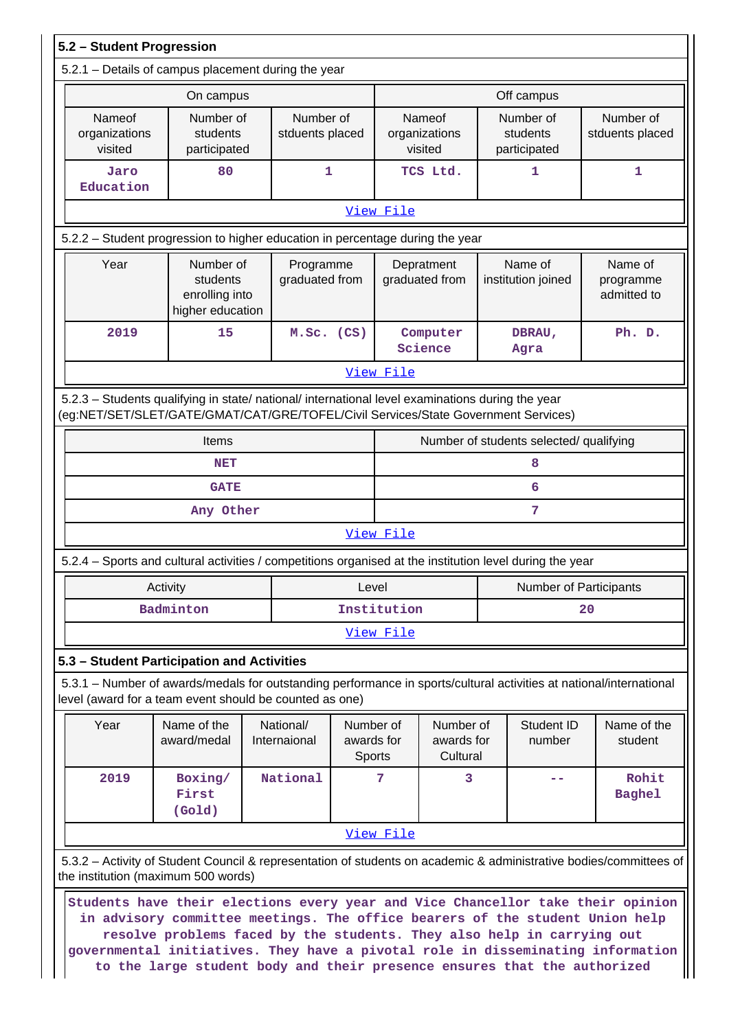## 5.2 – Student Progression

5.2.1 – Details of campus placement during the year

| On campus | | | Off campus | | |
|---|---|---|---|---|---|
| Nameof organizations visited | Number of students participated | Number of stduents placed | Nameof organizations visited | Number of students participated | Number of stduents placed |
| Jaro Education | 80 | 1 | TCS Ltd. | 1 | 1 |

View File

5.2.2 – Student progression to higher education in percentage during the year

| Year | Number of students enrolling into higher education | Programme graduated from | Depratment graduated from | Name of institution joined | Name of programme admitted to |
|---|---|---|---|---|---|
| 2019 | 15 | M.Sc. (CS) | Computer Science | DBRAU, Agra | Ph. D. |

View File

5.2.3 – Students qualifying in state/ national/ international level examinations during the year (eg:NET/SET/SLET/GATE/GMAT/CAT/GRE/TOFEL/Civil Services/State Government Services)

| Items | Number of students selected/ qualifying |
|---|---|
| NET | 8 |
| GATE | 6 |
| Any Other | 7 |

View File

5.2.4 – Sports and cultural activities / competitions organised at the institution level during the year

| Activity | Level | Number of Participants |
|---|---|---|
| Badminton | Institution | 20 |

View File

## 5.3 – Student Participation and Activities

5.3.1 – Number of awards/medals for outstanding performance in sports/cultural activities at national/international level (award for a team event should be counted as one)

| Year | Name of the award/medal | National/ Internaional | Number of awards for Sports | Number of awards for Cultural | Student ID number | Name of the student |
|---|---|---|---|---|---|---|
| 2019 | Boxing/ First (Gold) | National | 7 | 3 | -- | Rohit Baghel |

View File

5.3.2 – Activity of Student Council & representation of students on academic & administrative bodies/committees of the institution (maximum 500 words)

Students have their elections every year and Vice Chancellor take their opinion in advisory committee meetings. The office bearers of the student Union help resolve problems faced by the students. They also help in carrying out governmental initiatives. They have a pivotal role in disseminating information to the large student body and their presence ensures that the authorized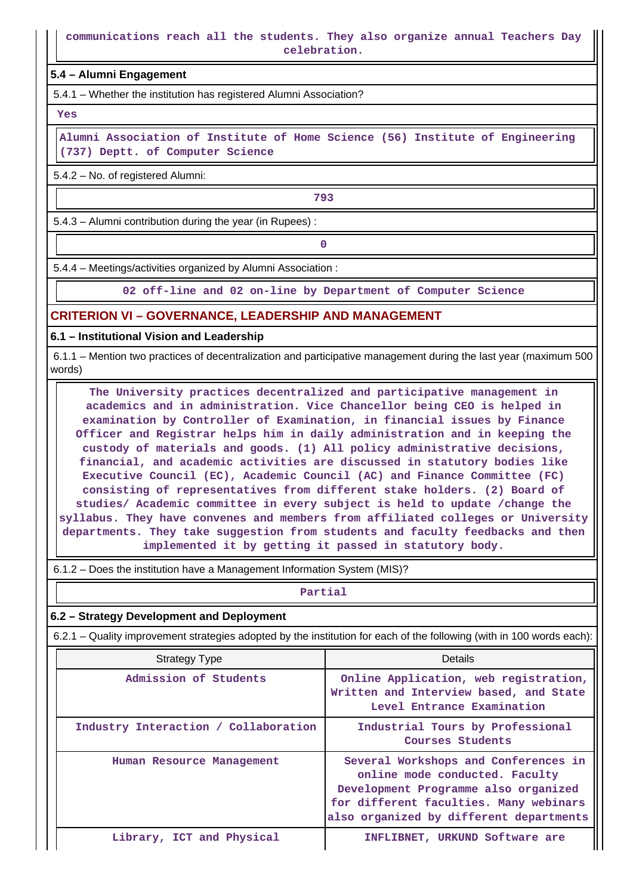communications reach all the students. They also organize annual Teachers Day celebration.

**5.4 – Alumni Engagement**

5.4.1 – Whether the institution has registered Alumni Association?

Yes

Alumni Association of Institute of Home Science (56) Institute of Engineering (737) Deptt. of Computer Science

5.4.2 – No. of registered Alumni:

793

5.4.3 – Alumni contribution during the year (in Rupees) :

0

5.4.4 – Meetings/activities organized by Alumni Association :

02 off-line and 02 on-line by Department of Computer Science

## CRITERION VI – GOVERNANCE, LEADERSHIP AND MANAGEMENT

**6.1 – Institutional Vision and Leadership**

6.1.1 – Mention two practices of decentralization and participative management during the last year (maximum 500 words)

The University practices decentralized and participative management in academics and in administration. Vice Chancellor being CEO is helped in examination by Controller of Examination, in financial issues by Finance Officer and Registrar helps him in daily administration and in keeping the custody of materials and goods. (1) All policy administrative decisions, financial, and academic activities are discussed in statutory bodies like Executive Council (EC), Academic Council (AC) and Finance Committee (FC) consisting of representatives from different stake holders. (2) Board of studies/ Academic committee in every subject is held to update /change the syllabus. They have convenes and members from affiliated colleges or University departments. They take suggestion from students and faculty feedbacks and then implemented it by getting it passed in statutory body.

6.1.2 – Does the institution have a Management Information System (MIS)?

Partial

**6.2 – Strategy Development and Deployment**

6.2.1 – Quality improvement strategies adopted by the institution for each of the following (with in 100 words each):

| Strategy Type | Details |
|---|---|
| Admission of Students | Online Application, web registration, Written and Interview based, and State Level Entrance Examination |
| Industry Interaction / Collaboration | Industrial Tours by Professional Courses Students |
| Human Resource Management | Several Workshops and Conferences in online mode conducted. Faculty Development Programme also organized for different faculties. Many webinars also organized by different departments |
| Library, ICT and Physical | INFLIBNET, URKUND Software are |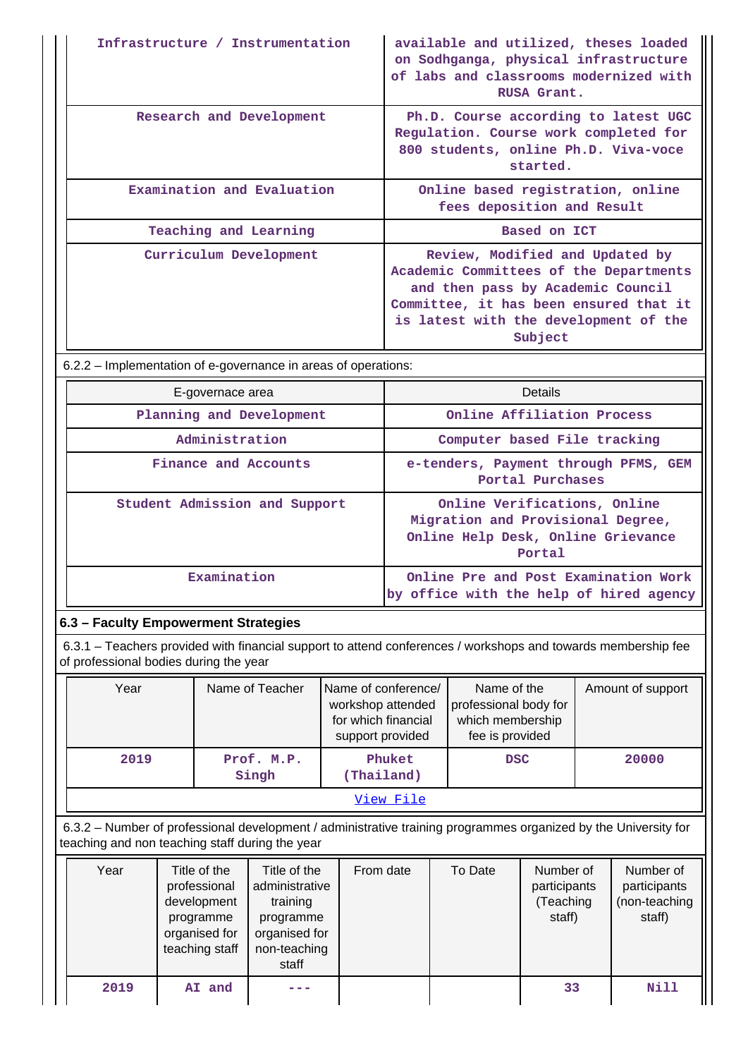| | |
|---|---|
| Infrastructure / Instrumentation | available and utilized, theses loaded on Sodhganga, physical infrastructure of labs and classrooms modernized with RUSA Grant. |
| Research and Development | Ph.D. Course according to latest UGC Regulation. Course work completed for 800 students, online Ph.D. Viva-voce started. |
| Examination and Evaluation | Online based registration, online fees deposition and Result |
| Teaching and Learning | Based on ICT |
| Curriculum Development | Review, Modified and Updated by Academic Committees of the Departments and then pass by Academic Council Committee, it has been ensured that it is latest with the development of the Subject |

6.2.2 – Implementation of e-governance in areas of operations:

| E-governace area | Details |
|---|---|
| Planning and Development | Online Affiliation Process |
| Administration | Computer based File tracking |
| Finance and Accounts | e-tenders, Payment through PFMS, GEM Portal Purchases |
| Student Admission and Support | Online Verifications, Online Migration and Provisional Degree, Online Help Desk, Online Grievance Portal |
| Examination | Online Pre and Post Examination Work by office with the help of hired agency |

### 6.3 – Faculty Empowerment Strategies

6.3.1 – Teachers provided with financial support to attend conferences / workshops and towards membership fee of professional bodies during the year

| Year | Name of Teacher | Name of conference/ workshop attended for which financial support provided | Name of the professional body for which membership fee is provided | Amount of support |
|---|---|---|---|---|
| 2019 | Prof. M.P. Singh | Phuket (Thailand) | DSC | 20000 |

View File

6.3.2 – Number of professional development / administrative training programmes organized by the University for teaching and non teaching staff during the year

| Year | Title of the professional development programme organised for teaching staff | Title of the administrative training programme organised for non-teaching staff | From date | To Date | Number of participants (Teaching staff) | Number of participants (non-teaching staff) |
|---|---|---|---|---|---|---|
| 2019 | AI and | --- | | | 33 | Nill |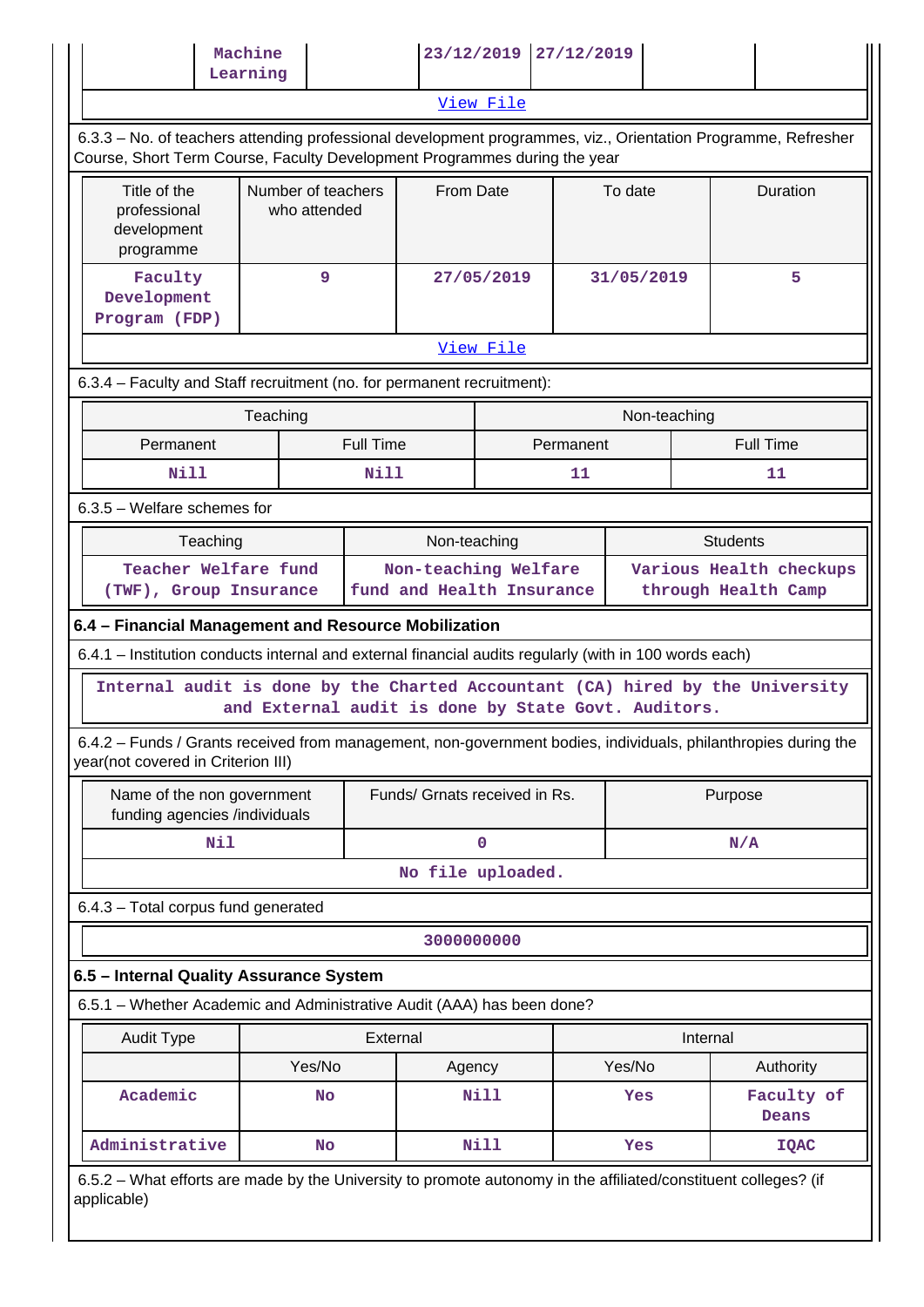| | Machine Learning | | 23/12/2019 | 27/12/2019 | | |
|---|---|---|---|---|---|---|

View File

6.3.3 – No. of teachers attending professional development programmes, viz., Orientation Programme, Refresher Course, Short Term Course, Faculty Development Programmes during the year

| Title of the professional development programme | Number of teachers who attended | From Date | To date | Duration |
|---|---|---|---|---|
| Faculty Development Program (FDP) | 9 | 27/05/2019 | 31/05/2019 | 5 |

View File

6.3.4 – Faculty and Staff recruitment (no. for permanent recruitment):

| Teaching | | Non-teaching | |
|---|---|---|---|
| Permanent | Full Time | Permanent | Full Time |
| Nill | Nill | 11 | 11 |

6.3.5 – Welfare schemes for

| Teaching | Non-teaching | Students |
|---|---|---|
| Teacher Welfare fund (TWF), Group Insurance | Non-teaching Welfare fund and Health Insurance | Various Health checkups through Health Camp |

**6.4 – Financial Management and Resource Mobilization**

6.4.1 – Institution conducts internal and external financial audits regularly (with in 100 words each)

Internal audit is done by the Charted Accountant (CA) hired by the University and External audit is done by State Govt. Auditors.

6.4.2 – Funds / Grants received from management, non-government bodies, individuals, philanthropies during the year(not covered in Criterion III)

| Name of the non government funding agencies /individuals | Funds/ Grnats received in Rs. | Purpose |
|---|---|---|
| Nil | 0 | N/A |

No file uploaded.

6.4.3 – Total corpus fund generated

3000000000

**6.5 – Internal Quality Assurance System**

6.5.1 – Whether Academic and Administrative Audit (AAA) has been done?

| Audit Type | External | | Internal | |
|---|---|---|---|---|
| | Yes/No | Agency | Yes/No | Authority |
| Academic | No | Nill | Yes | Faculty of Deans |
| Administrative | No | Nill | Yes | IQAC |

6.5.2 – What efforts are made by the University to promote autonomy in the affiliated/constituent colleges? (if applicable)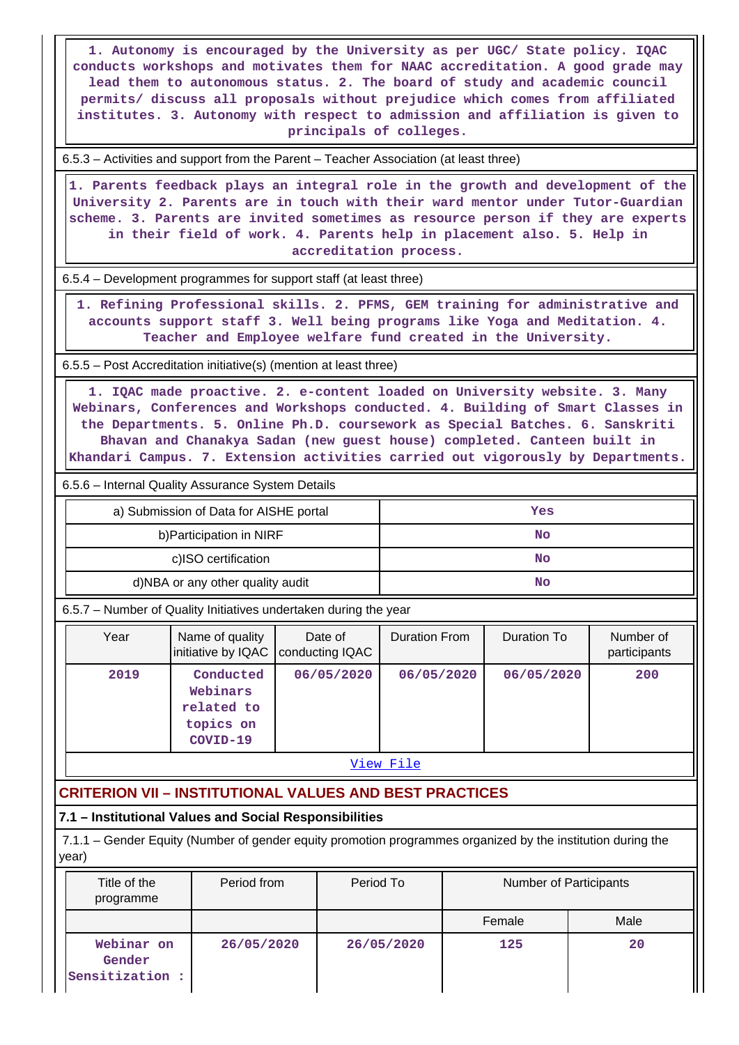1. Autonomy is encouraged by the University as per UGC/ State policy. IQAC conducts workshops and motivates them for NAAC accreditation. A good grade may lead them to autonomous status. 2. The board of study and academic council permits/ discuss all proposals without prejudice which comes from affiliated institutes. 3. Autonomy with respect to admission and affiliation is given to principals of colleges.

6.5.3 – Activities and support from the Parent – Teacher Association (at least three)

1. Parents feedback plays an integral role in the growth and development of the University 2. Parents are in touch with their ward mentor under Tutor-Guardian scheme. 3. Parents are invited sometimes as resource person if they are experts in their field of work. 4. Parents help in placement also. 5. Help in accreditation process.

6.5.4 – Development programmes for support staff (at least three)

1. Refining Professional skills. 2. PFMS, GEM training for administrative and accounts support staff 3. Well being programs like Yoga and Meditation. 4. Teacher and Employee welfare fund created in the University.

6.5.5 – Post Accreditation initiative(s) (mention at least three)

1. IQAC made proactive. 2. e-content loaded on University website. 3. Many Webinars, Conferences and Workshops conducted. 4. Building of Smart Classes in the Departments. 5. Online Ph.D. coursework as Special Batches. 6. Sanskriti Bhavan and Chanakya Sadan (new guest house) completed. Canteen built in Khandari Campus. 7. Extension activities carried out vigorously by Departments.

6.5.6 – Internal Quality Assurance System Details

| | |
|---|---|
| a) Submission of Data for AISHE portal | Yes |
| b)Participation in NIRF | No |
| c)ISO certification | No |
| d)NBA or any other quality audit | No |

6.5.7 – Number of Quality Initiatives undertaken during the year

| Year | Name of quality initiative by IQAC | Date of conducting IQAC | Duration From | Duration To | Number of participants |
|---|---|---|---|---|---|
| 2019 | Conducted Webinars related to topics on COVID-19 | 06/05/2020 | 06/05/2020 | 06/05/2020 | 200 |

View File

## CRITERION VII – INSTITUTIONAL VALUES AND BEST PRACTICES

### 7.1 – Institutional Values and Social Responsibilities

7.1.1 – Gender Equity (Number of gender equity promotion programmes organized by the institution during the year)

| Title of the programme | Period from | Period To | Number of Participants | |
|---|---|---|---|---|
| | | | Female | Male |
| Webinar on Gender Sensitization : | 26/05/2020 | 26/05/2020 | 125 | 20 |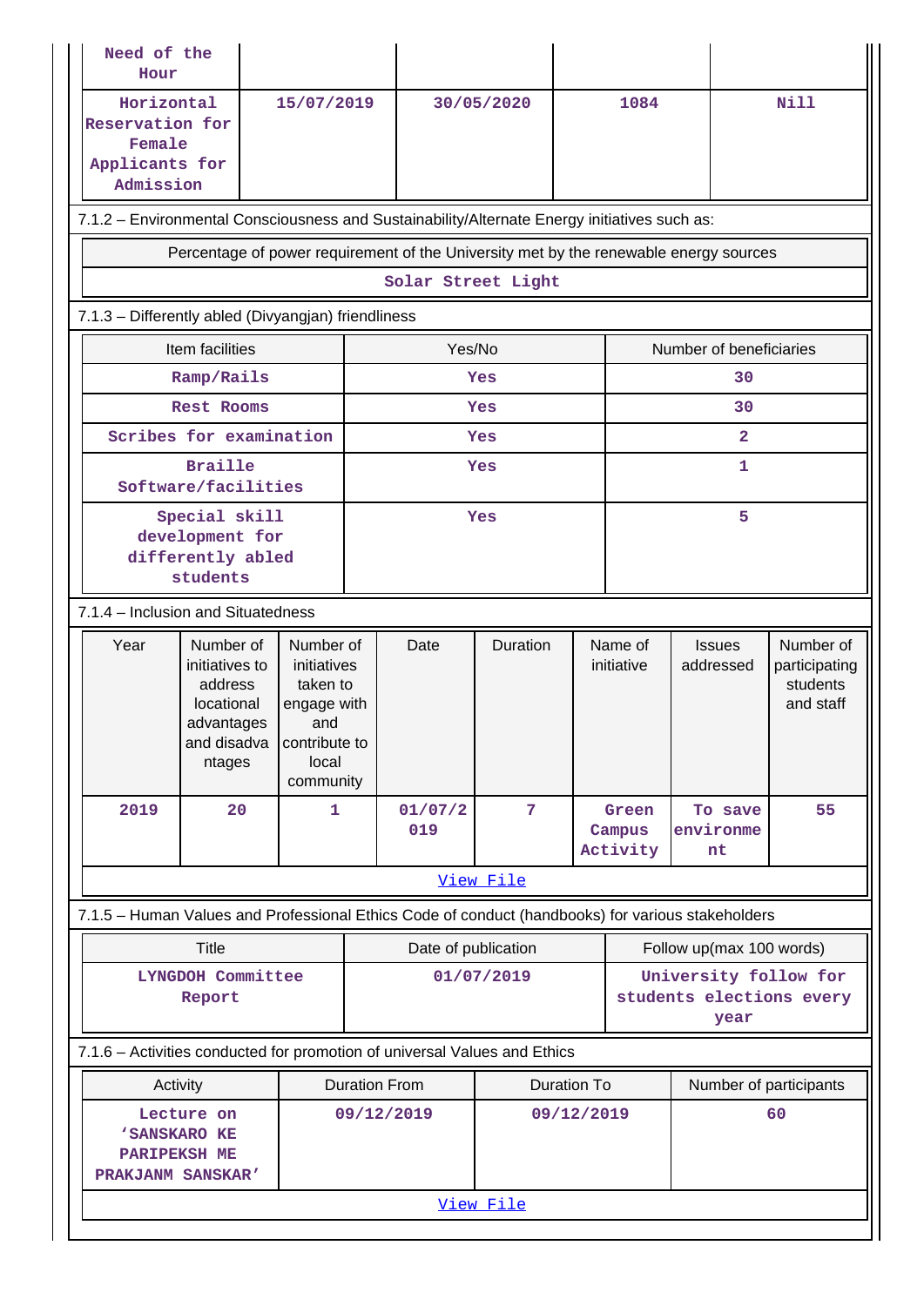| | | | | |
|---|---|---|---|---|
| Need of the Hour | | | | |
| Horizontal Reservation for Female Applicants for Admission | 15/07/2019 | 30/05/2020 | 1084 | Nill |

7.1.2 – Environmental Consciousness and Sustainability/Alternate Energy initiatives such as:

| Percentage of power requirement of the University met by the renewable energy sources |
|---|
| Solar Street Light |

7.1.3 – Differently abled (Divyangjan) friendliness

| Item facilities | Yes/No | Number of beneficiaries |
|---|---|---|
| Ramp/Rails | Yes | 30 |
| Rest Rooms | Yes | 30 |
| Scribes for examination | Yes | 2 |
| Braille Software/facilities | Yes | 1 |
| Special skill development for differently abled students | Yes | 5 |

7.1.4 – Inclusion and Situatedness

| Year | Number of initiatives to address locational advantages and disadvantages | Number of initiatives taken to engage with and contribute to local community | Date | Duration | Name of initiative | Issues addressed | Number of participating students and staff |
|---|---|---|---|---|---|---|---|
| 2019 | 20 | 1 | 01/07/2019 | 7 | Green Campus Activity | To save environment | 55 |

View File

7.1.5 – Human Values and Professional Ethics Code of conduct (handbooks) for various stakeholders

| Title | Date of publication | Follow up(max 100 words) |
|---|---|---|
| LYNGDOH Committee Report | 01/07/2019 | University follow for students elections every year |

7.1.6 – Activities conducted for promotion of universal Values and Ethics

| Activity | Duration From | Duration To | Number of participants |
|---|---|---|---|
| Lecture on 'SANSKARO KE PARIPEKSH ME PRAKJANM SANSKAR' | 09/12/2019 | 09/12/2019 | 60 |

View File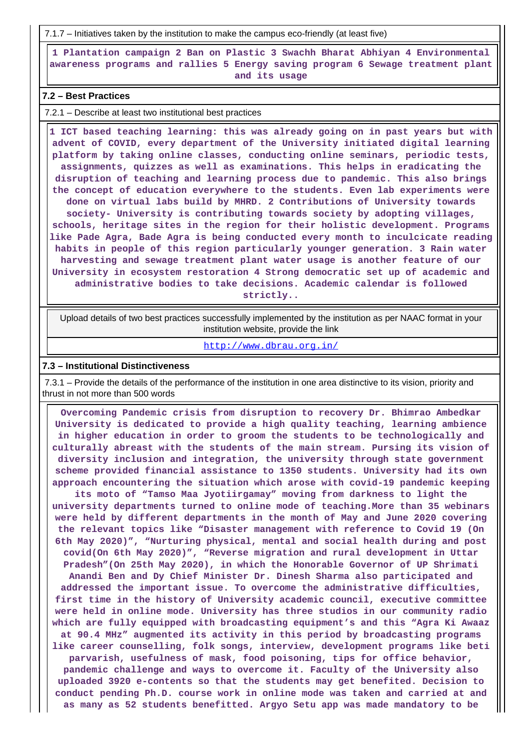7.1.7 – Initiatives taken by the institution to make the campus eco-friendly (at least five)

1 Plantation campaign 2 Ban on Plastic 3 Swachh Bharat Abhiyan 4 Environmental awareness programs and rallies 5 Energy saving program 6 Sewage treatment plant and its usage

### 7.2 – Best Practices

7.2.1 – Describe at least two institutional best practices

1 ICT based teaching learning: this was already going on in past years but with advent of COVID, every department of the University initiated digital learning platform by taking online classes, conducting online seminars, periodic tests, assignments, quizzes as well as examinations. This helps in eradicating the disruption of teaching and learning process due to pandemic. This also brings the concept of education everywhere to the students. Even lab experiments were done on virtual labs build by MHRD. 2 Contributions of University towards society- University is contributing towards society by adopting villages, schools, heritage sites in the region for their holistic development. Programs like Pade Agra, Bade Agra is being conducted every month to inculcate reading habits in people of this region particularly younger generation. 3 Rain water harvesting and sewage treatment plant water usage is another feature of our University in ecosystem restoration 4 Strong democratic set up of academic and administrative bodies to take decisions. Academic calendar is followed strictly..

| Upload details of two best practices successfully implemented by the institution as per NAAC format in your institution website, provide the link |
|---|
| http://www.dbrau.org.in/ |

### 7.3 – Institutional Distinctiveness

7.3.1 – Provide the details of the performance of the institution in one area distinctive to its vision, priority and thrust in not more than 500 words

Overcoming Pandemic crisis from disruption to recovery Dr. Bhimrao Ambedkar University is dedicated to provide a high quality teaching, learning ambience in higher education in order to groom the students to be technologically and culturally abreast with the students of the main stream. Pursing its vision of diversity inclusion and integration, the university through state government scheme provided financial assistance to 1350 students. University had its own approach encountering the situation which arose with covid-19 pandemic keeping its moto of "Tamso Maa Jyotiirgamay" moving from darkness to light the university departments turned to online mode of teaching.More than 35 webinars were held by different departments in the month of May and June 2020 covering the relevant topics like "Disaster management with reference to Covid 19 (On 6th May 2020)", "Nurturing physical, mental and social health during and post covid(On 6th May 2020)", "Reverse migration and rural development in Uttar Pradesh"(On 25th May 2020), in which the Honorable Governor of UP Shrimati Anandi Ben and Dy Chief Minister Dr. Dinesh Sharma also participated and addressed the important issue. To overcome the administrative difficulties, first time in the history of University academic council, executive committee were held in online mode. University has three studios in our community radio which are fully equipped with broadcasting equipment's and this "Agra Ki Awaaz at 90.4 MHz" augmented its activity in this period by broadcasting programs like career counselling, folk songs, interview, development programs like beti parvarish, usefulness of mask, food poisoning, tips for office behavior, pandemic challenge and ways to overcome it. Faculty of the University also uploaded 3920 e-contents so that the students may get benefited. Decision to conduct pending Ph.D. course work in online mode was taken and carried at and as many as 52 students benefitted. Argyo Setu app was made mandatory to be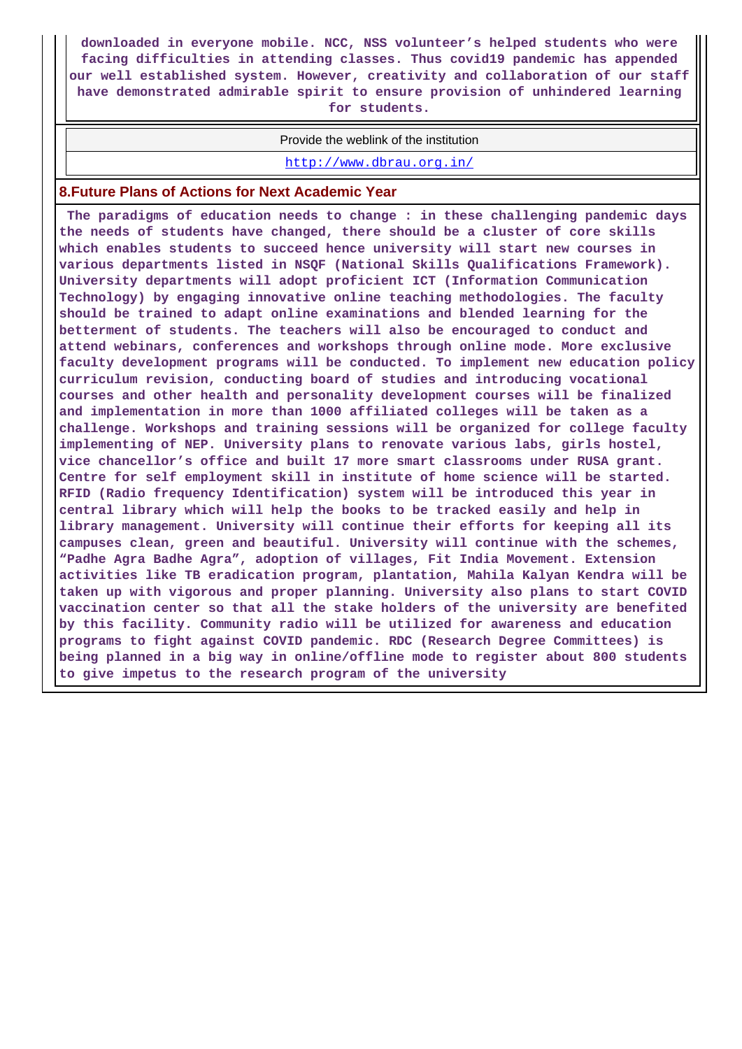**downloaded in everyone mobile. NCC, NSS volunteer's helped students who were facing difficulties in attending classes. Thus covid19 pandemic has appended our well established system. However, creativity and collaboration of our staff have demonstrated admirable spirit to ensure provision of unhindered learning for students.**

| Provide the weblink of the institution |
| --- |
| http://www.dbrau.org.in/ |

## 8.Future Plans of Actions for Next Academic Year

**The paradigms of education needs to change : in these challenging pandemic days the needs of students have changed, there should be a cluster of core skills which enables students to succeed hence university will start new courses in various departments listed in NSQF (National Skills Qualifications Framework). University departments will adopt proficient ICT (Information Communication Technology) by engaging innovative online teaching methodologies. The faculty should be trained to adapt online examinations and blended learning for the betterment of students. The teachers will also be encouraged to conduct and attend webinars, conferences and workshops through online mode. More exclusive faculty development programs will be conducted. To implement new education policy curriculum revision, conducting board of studies and introducing vocational courses and other health and personality development courses will be finalized and implementation in more than 1000 affiliated colleges will be taken as a challenge. Workshops and training sessions will be organized for college faculty implementing of NEP. University plans to renovate various labs, girls hostel, vice chancellor's office and built 17 more smart classrooms under RUSA grant. Centre for self employment skill in institute of home science will be started. RFID (Radio frequency Identification) system will be introduced this year in central library which will help the books to be tracked easily and help in library management. University will continue their efforts for keeping all its campuses clean, green and beautiful. University will continue with the schemes, "Padhe Agra Badhe Agra", adoption of villages, Fit India Movement. Extension activities like TB eradication program, plantation, Mahila Kalyan Kendra will be taken up with vigorous and proper planning. University also plans to start COVID vaccination center so that all the stake holders of the university are benefited by this facility. Community radio will be utilized for awareness and education programs to fight against COVID pandemic. RDC (Research Degree Committees) is being planned in a big way in online/offline mode to register about 800 students to give impetus to the research program of the university**